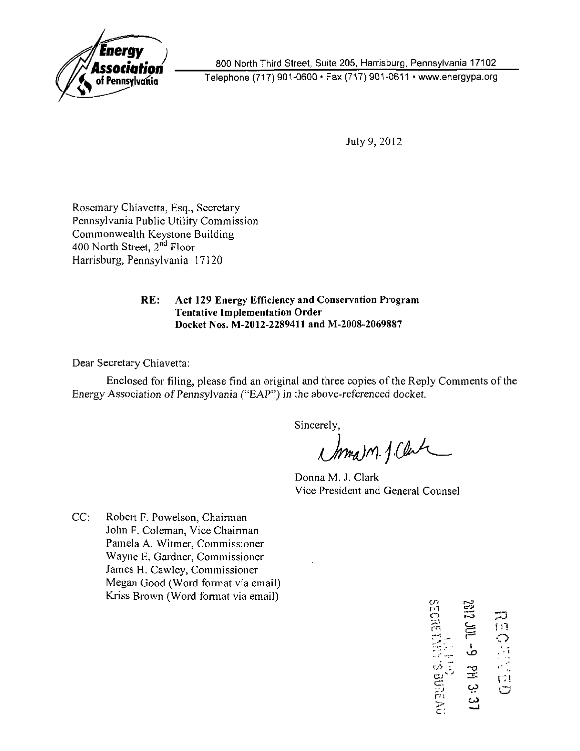**Energy Association of Pennsylvania**

800 North Third Street, Suite 205, Harrisburg, Pennsylvania 17102
Telephone (717) 901-0600 • Fax (717) 901-0611 • www.energypa.org

July 9, 2012

Rosemary Chiavetta, Esq., Secretary
Pennsylvania Public Utility Commission
Commonwealth Keystone Building
400 North Street, 2nd Floor
Harrisburg, Pennsylvania 17120

**RE: Act 129 Energy Efficiency and Conservation Program Tentative Implementation Order Docket Nos. M-2012-2289411 and M-2008-2069887**

Dear Secretary Chiavetta:

Enclosed for filing, please find an original and three copies of the Reply Comments of the Energy Association of Pennsylvania ("EAP") in the above-referenced docket.

Sincerely,

Donna M. J. Clark
Vice President and General Counsel

CC: Robert F. Powelson, Chairman
John F. Coleman, Vice Chairman
Pamela A. Witmer, Commissioner
Wayne E. Gardner, Commissioner
James H. Cawley, Commissioner
Megan Good (Word format via email)
Kriss Brown (Word format via email)

RECEIVED
2012 JUL -9 PM 3:37
PA PUC
SECRETARY'S BUREAU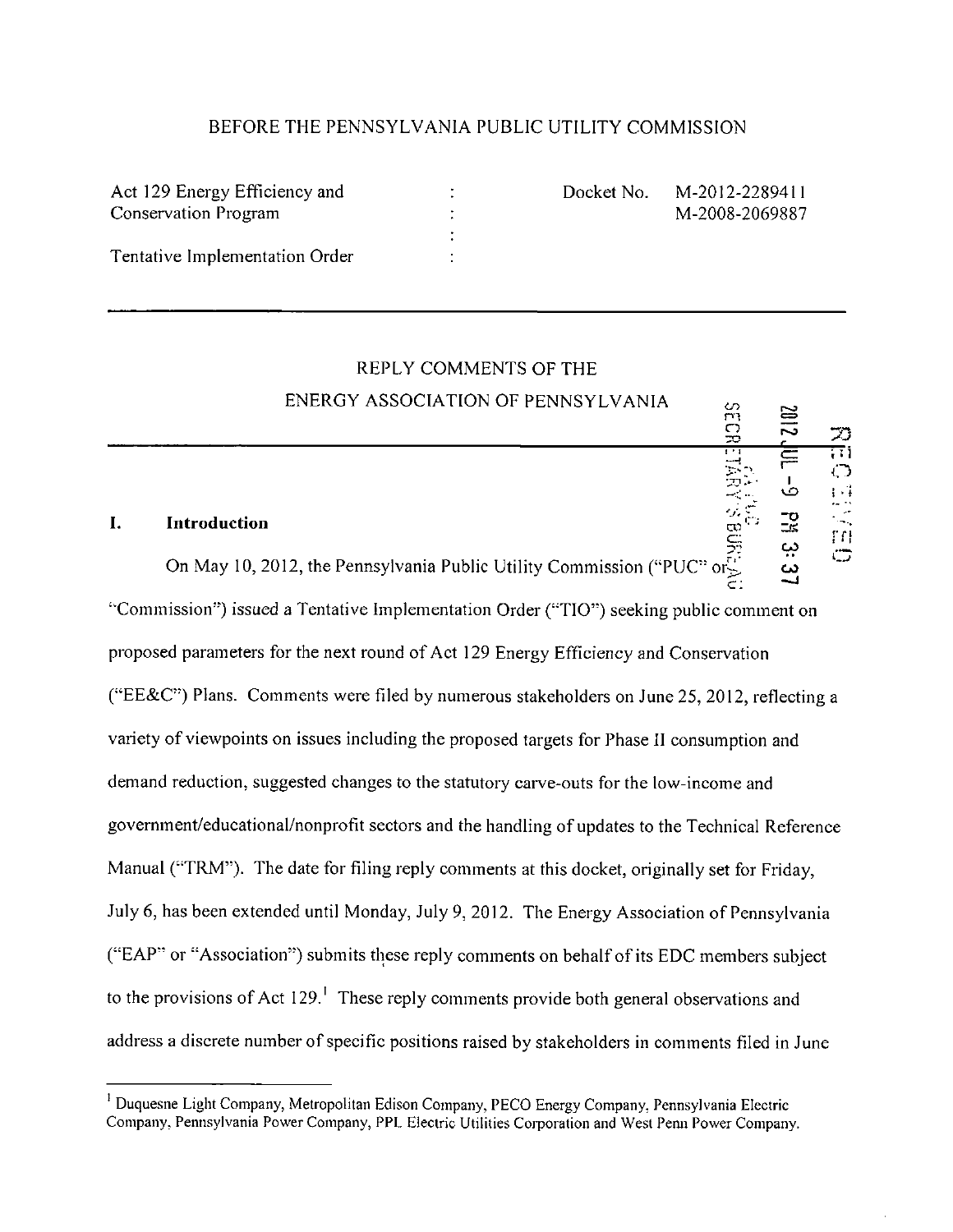BEFORE THE PENNSYLVANIA PUBLIC UTILITY COMMISSION

| Act 129 Energy Efficiency and Conservation Program | : | Docket No. M-2012-2289411 |
| --- | --- | --- |
| | : | M-2008-2069887 |
| Tentative Implementation Order | : | |

REPLY COMMENTS OF THE
ENERGY ASSOCIATION OF PENNSYLVANIA

## I. Introduction

On May 10, 2012, the Pennsylvania Public Utility Commission ("PUC" or "Commission") issued a Tentative Implementation Order ("TIO") seeking public comment on proposed parameters for the next round of Act 129 Energy Efficiency and Conservation ("EE&C") Plans. Comments were filed by numerous stakeholders on June 25, 2012, reflecting a variety of viewpoints on issues including the proposed targets for Phase II consumption and demand reduction, suggested changes to the statutory carve-outs for the low-income and government/educational/nonprofit sectors and the handling of updates to the Technical Reference Manual ("TRM"). The date for filing reply comments at this docket, originally set for Friday, July 6, has been extended until Monday, July 9, 2012. The Energy Association of Pennsylvania ("EAP" or "Association") submits these reply comments on behalf of its EDC members subject to the provisions of Act 129.[1] These reply comments provide both general observations and address a discrete number of specific positions raised by stakeholders in comments filed in June

[1] Duquesne Light Company, Metropolitan Edison Company, PECO Energy Company, Pennsylvania Electric Company, Pennsylvania Power Company, PPL Electric Utilities Corporation and West Penn Power Company.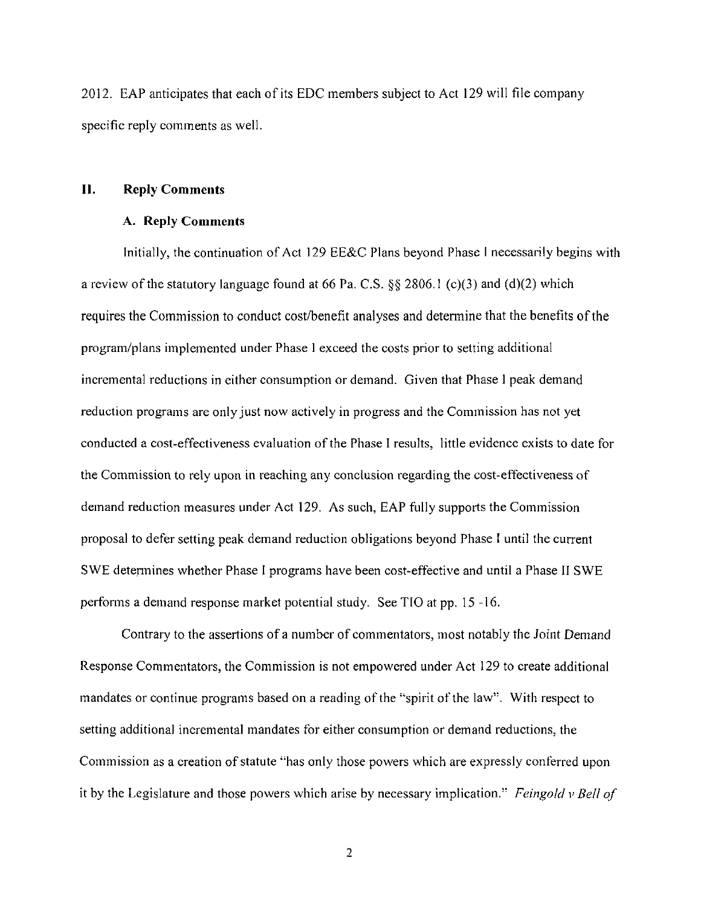2012. EAP anticipates that each of its EDC members subject to Act 129 will file company specific reply comments as well.

## II. Reply Comments

### A. Reply Comments

Initially, the continuation of Act 129 EE&C Plans beyond Phase I necessarily begins with a review of the statutory language found at 66 Pa. C.S. §§ 2806.1 (c)(3) and (d)(2) which requires the Commission to conduct cost/benefit analyses and determine that the benefits of the program/plans implemented under Phase I exceed the costs prior to setting additional incremental reductions in either consumption or demand. Given that Phase I peak demand reduction programs are only just now actively in progress and the Commission has not yet conducted a cost-effectiveness evaluation of the Phase I results, little evidence exists to date for the Commission to rely upon in reaching any conclusion regarding the cost-effectiveness of demand reduction measures under Act 129. As such, EAP fully supports the Commission proposal to defer setting peak demand reduction obligations beyond Phase I until the current SWE determines whether Phase I programs have been cost-effective and until a Phase II SWE performs a demand response market potential study. See TIO at pp. 15 -16.

Contrary to the assertions of a number of commentators, most notably the Joint Demand Response Commentators, the Commission is not empowered under Act 129 to create additional mandates or continue programs based on a reading of the "spirit of the law". With respect to setting additional incremental mandates for either consumption or demand reductions, the Commission as a creation of statute "has only those powers which are expressly conferred upon it by the Legislature and those powers which arise by necessary implication." *Feingold v Bell of*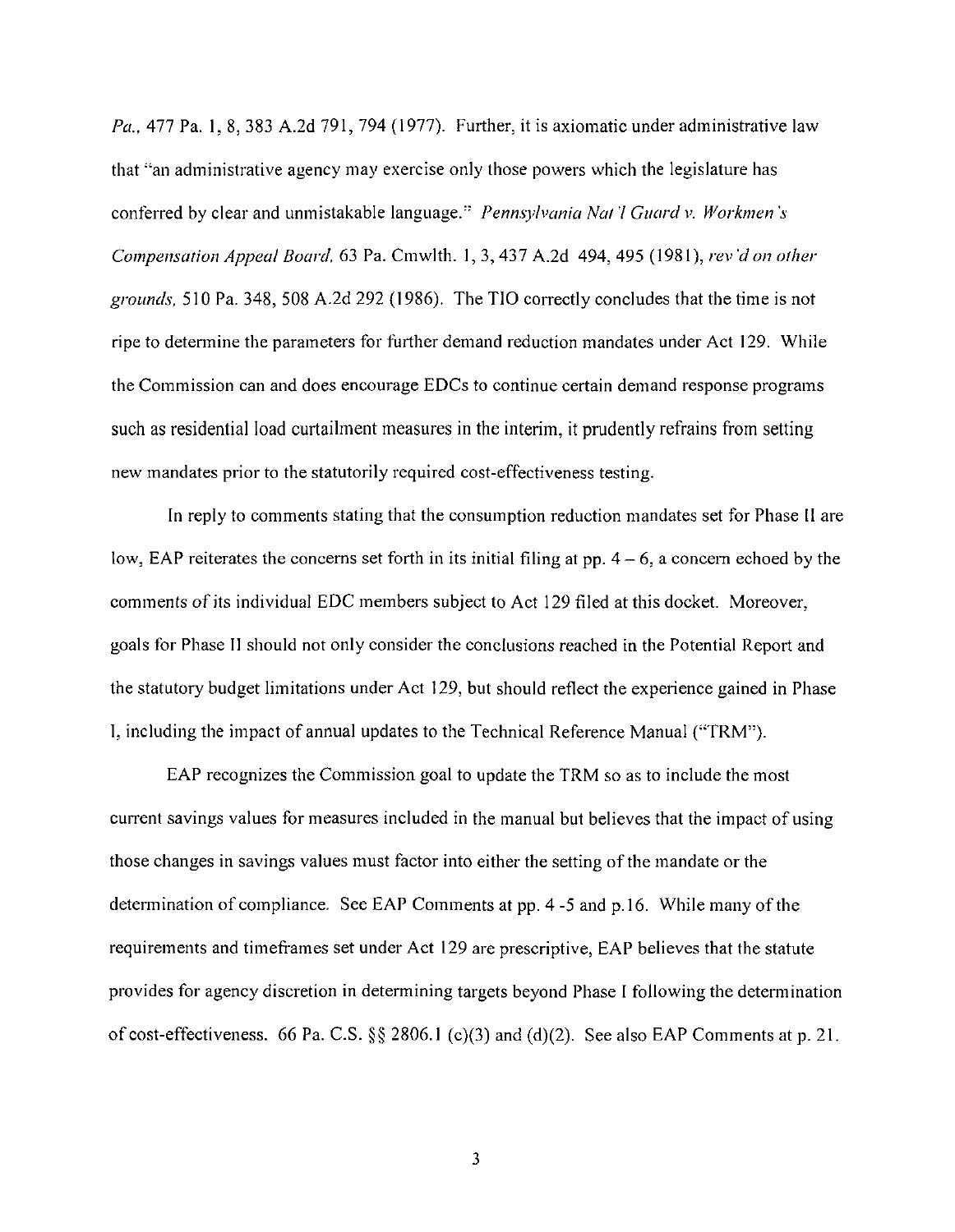*Pa.*, 477 Pa. 1, 8, 383 A.2d 791, 794 (1977). Further, it is axiomatic under administrative law that "an administrative agency may exercise only those powers which the legislature has conferred by clear and unmistakable language." *Pennsylvania Nat'l Guard v. Workmen's Compensation Appeal Board*, 63 Pa. Cmwlth. 1, 3, 437 A.2d 494, 495 (1981), *rev'd on other grounds*, 510 Pa. 348, 508 A.2d 292 (1986). The TIO correctly concludes that the time is not ripe to determine the parameters for further demand reduction mandates under Act 129. While the Commission can and does encourage EDCs to continue certain demand response programs such as residential load curtailment measures in the interim, it prudently refrains from setting new mandates prior to the statutorily required cost-effectiveness testing.

In reply to comments stating that the consumption reduction mandates set for Phase II are low, EAP reiterates the concerns set forth in its initial filing at pp. 4 – 6, a concern echoed by the comments of its individual EDC members subject to Act 129 filed at this docket. Moreover, goals for Phase II should not only consider the conclusions reached in the Potential Report and the statutory budget limitations under Act 129, but should reflect the experience gained in Phase I, including the impact of annual updates to the Technical Reference Manual ("TRM").

EAP recognizes the Commission goal to update the TRM so as to include the most current savings values for measures included in the manual but believes that the impact of using those changes in savings values must factor into either the setting of the mandate or the determination of compliance. See EAP Comments at pp. 4 -5 and p.16. While many of the requirements and timeframes set under Act 129 are prescriptive, EAP believes that the statute provides for agency discretion in determining targets beyond Phase I following the determination of cost-effectiveness. 66 Pa. C.S. §§ 2806.1 (c)(3) and (d)(2). See also EAP Comments at p. 21.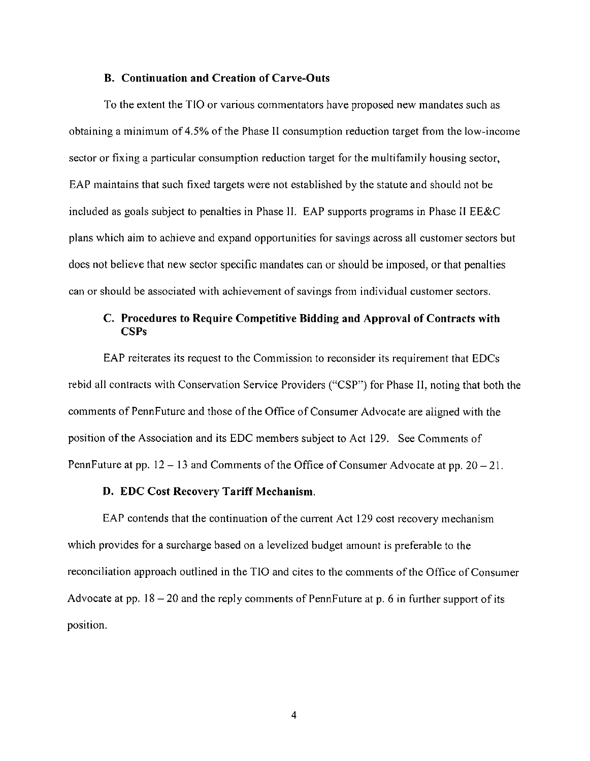### B. Continuation and Creation of Carve-Outs

To the extent the TIO or various commentators have proposed new mandates such as obtaining a minimum of 4.5% of the Phase II consumption reduction target from the low-income sector or fixing a particular consumption reduction target for the multifamily housing sector, EAP maintains that such fixed targets were not established by the statute and should not be included as goals subject to penalties in Phase II. EAP supports programs in Phase II EE&C plans which aim to achieve and expand opportunities for savings across all customer sectors but does not believe that new sector specific mandates can or should be imposed, or that penalties can or should be associated with achievement of savings from individual customer sectors.

### C. Procedures to Require Competitive Bidding and Approval of Contracts with CSPs

EAP reiterates its request to the Commission to reconsider its requirement that EDCs rebid all contracts with Conservation Service Providers ("CSP") for Phase II, noting that both the comments of PennFuture and those of the Office of Consumer Advocate are aligned with the position of the Association and its EDC members subject to Act 129. See Comments of PennFuture at pp. 12 – 13 and Comments of the Office of Consumer Advocate at pp. 20 – 21.

### D. EDC Cost Recovery Tariff Mechanism.

EAP contends that the continuation of the current Act 129 cost recovery mechanism which provides for a surcharge based on a levelized budget amount is preferable to the reconciliation approach outlined in the TIO and cites to the comments of the Office of Consumer Advocate at pp. 18 – 20 and the reply comments of PennFuture at p. 6 in further support of its position.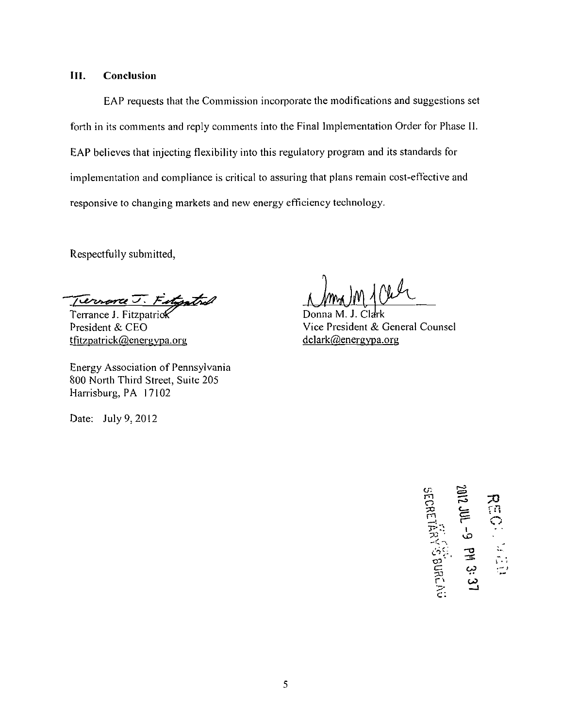## III. Conclusion

EAP requests that the Commission incorporate the modifications and suggestions set forth in its comments and reply comments into the Final Implementation Order for Phase II. EAP believes that injecting flexibility into this regulatory program and its standards for implementation and compliance is critical to assuring that plans remain cost-effective and responsive to changing markets and new energy efficiency technology.

Respectfully submitted,

Terrance J. Fitzpatrick
President & CEO
tfitzpatrick@energypa.org

Donna M. J. Clark
Vice President & General Counsel
dclark@energypa.org

Energy Association of Pennsylvania
800 North Third Street, Suite 205
Harrisburg, PA 17102

Date: July 9, 2012

RECEIVED
2012 JUL -9 PM 3:37
PA PUC
SECRETARY'S BUREAU